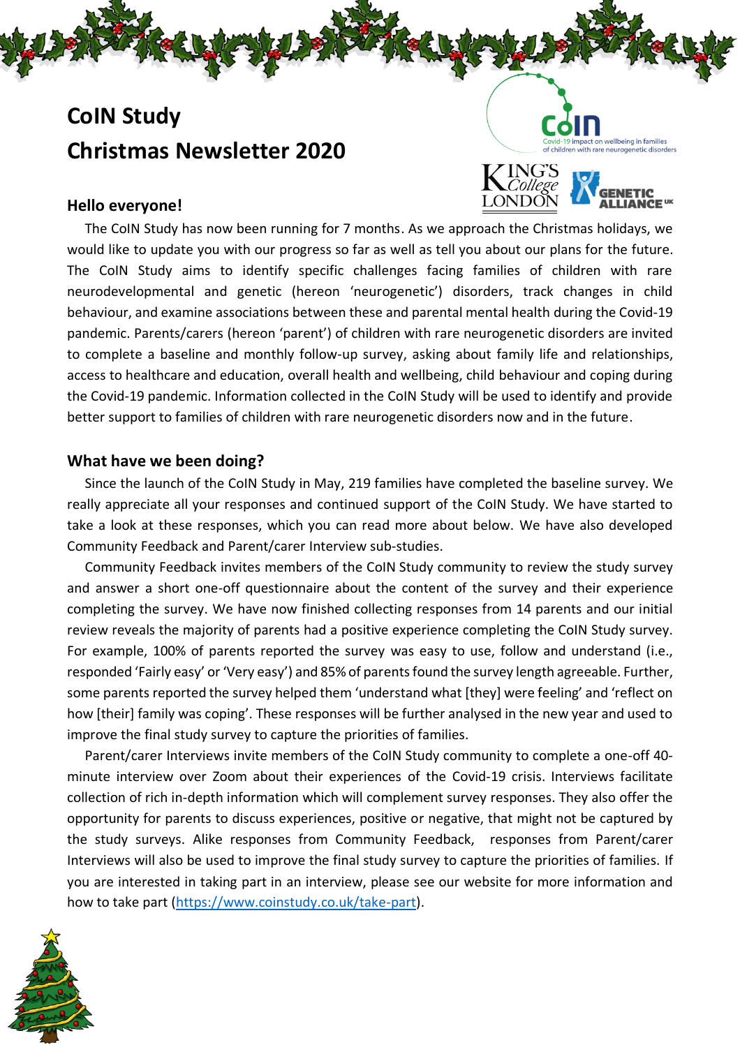# CoIN Study
# Christmas Newsletter 2020

## Hello everyone!

The CoIN Study has now been running for 7 months. As we approach the Christmas holidays, we would like to update you with our progress so far as well as tell you about our plans for the future. The CoIN Study aims to identify specific challenges facing families of children with rare neurodevelopmental and genetic (hereon 'neurogenetic') disorders, track changes in child behaviour, and examine associations between these and parental mental health during the Covid-19 pandemic. Parents/carers (hereon 'parent') of children with rare neurogenetic disorders are invited to complete a baseline and monthly follow-up survey, asking about family life and relationships, access to healthcare and education, overall health and wellbeing, child behaviour and coping during the Covid-19 pandemic. Information collected in the CoIN Study will be used to identify and provide better support to families of children with rare neurogenetic disorders now and in the future.

## What have we been doing?

Since the launch of the CoIN Study in May, 219 families have completed the baseline survey. We really appreciate all your responses and continued support of the CoIN Study. We have started to take a look at these responses, which you can read more about below. We have also developed Community Feedback and Parent/carer Interview sub-studies.

Community Feedback invites members of the CoIN Study community to review the study survey and answer a short one-off questionnaire about the content of the survey and their experience completing the survey. We have now finished collecting responses from 14 parents and our initial review reveals the majority of parents had a positive experience completing the CoIN Study survey. For example, 100% of parents reported the survey was easy to use, follow and understand (i.e., responded 'Fairly easy' or 'Very easy') and 85% of parents found the survey length agreeable. Further, some parents reported the survey helped them 'understand what [they] were feeling' and 'reflect on how [their] family was coping'. These responses will be further analysed in the new year and used to improve the final study survey to capture the priorities of families.

Parent/carer Interviews invite members of the CoIN Study community to complete a one-off 40-minute interview over Zoom about their experiences of the Covid-19 crisis. Interviews facilitate collection of rich in-depth information which will complement survey responses. They also offer the opportunity for parents to discuss experiences, positive or negative, that might not be captured by the study surveys. Alike responses from Community Feedback, responses from Parent/carer Interviews will also be used to improve the final study survey to capture the priorities of families. If you are interested in taking part in an interview, please see our website for more information and how to take part (https://www.coinstudy.co.uk/take-part).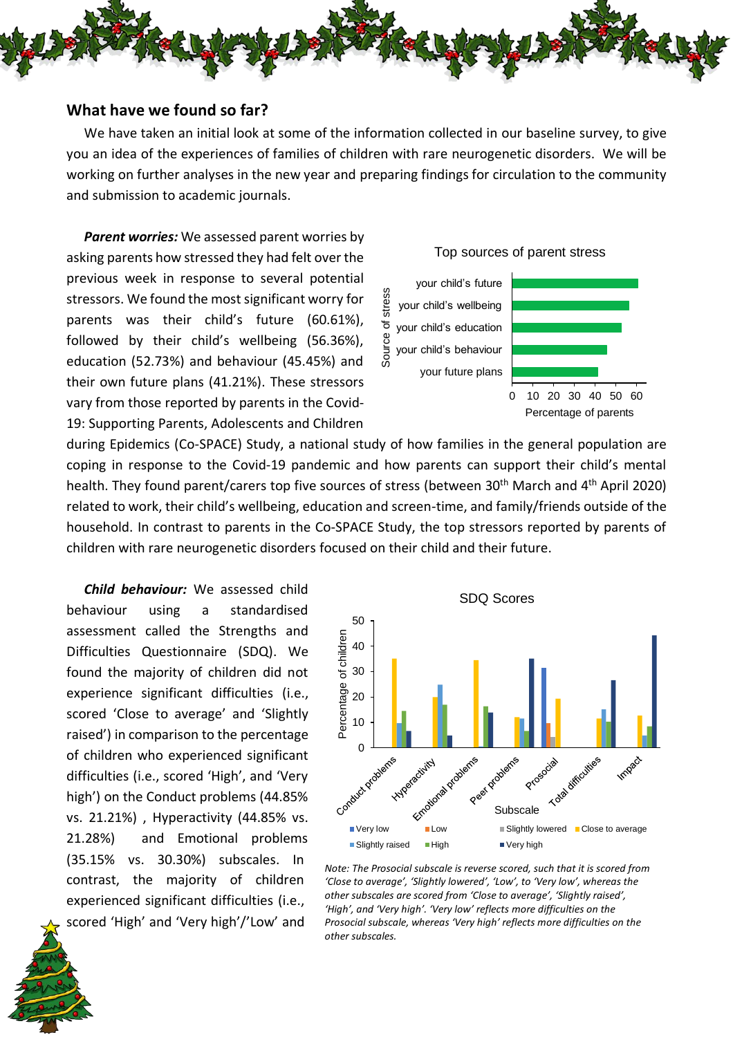## What have we found so far?

We have taken an initial look at some of the information collected in our baseline survey, to give you an idea of the experiences of families of children with rare neurogenetic disorders. We will be working on further analyses in the new year and preparing findings for circulation to the community and submission to academic journals.

***Parent worries:*** We assessed parent worries by asking parents how stressed they had felt over the previous week in response to several potential stressors. We found the most significant worry for parents was their child's future (60.61%), followed by their child's wellbeing (56.36%), education (52.73%) and behaviour (45.45%) and their own future plans (41.21%). These stressors vary from those reported by parents in the Covid-19: Supporting Parents, Adolescents and Children during Epidemics (Co-SPACE) Study, a national study of how families in the general population are coping in response to the Covid-19 pandemic and how parents can support their child's mental health. They found parent/carers top five sources of stress (between 30th March and 4th April 2020) related to work, their child's wellbeing, education and screen-time, and family/friends outside of the household. In contrast to parents in the Co-SPACE Study, the top stressors reported by parents of children with rare neurogenetic disorders focused on their child and their future.

***Child behaviour:*** We assessed child behaviour using a standardised assessment called the Strengths and Difficulties Questionnaire (SDQ). We found the majority of children did not experience significant difficulties (i.e., scored 'Close to average' and 'Slightly raised') in comparison to the percentage of children who experienced significant difficulties (i.e., scored 'High', and 'Very high') on the Conduct problems (44.85% vs. 21.21%), Hyperactivity (44.85% vs. 21.28%) and Emotional problems (35.15% vs. 30.30%) subscales. In contrast, the majority of children experienced significant difficulties (i.e., scored 'High' and 'Very high'/'Low' and

*Note: The Prosocial subscale is reverse scored, such that it is scored from 'Close to average', 'Slightly lowered', 'Low', to 'Very low', whereas the other subscales are scored from 'Close to average', 'Slightly raised', 'High', and 'Very high'. 'Very low' reflects more difficulties on the Prosocial subscale, whereas 'Very high' reflects more difficulties on the other subscales.*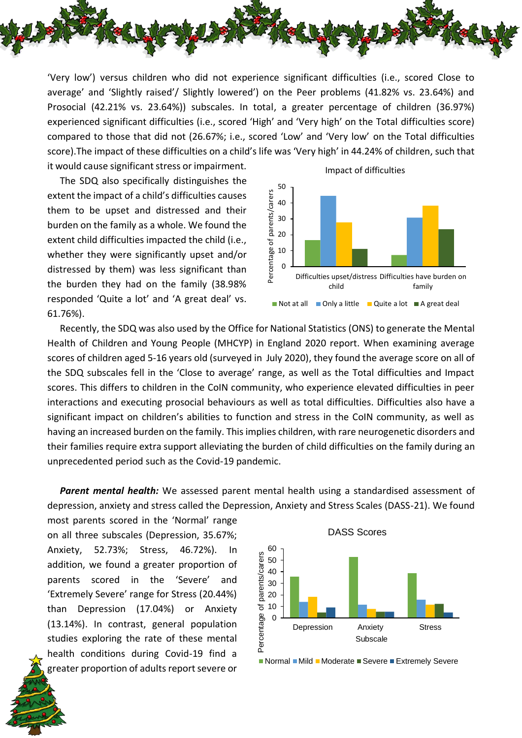'Very low') versus children who did not experience significant difficulties (i.e., scored Close to average' and 'Slightly raised'/ Slightly lowered') on the Peer problems (41.82% vs. 23.64%) and Prosocial (42.21% vs. 23.64%)) subscales. In total, a greater percentage of children (36.97%) experienced significant difficulties (i.e., scored 'High' and 'Very high' on the Total difficulties score) compared to those that did not (26.67%; i.e., scored 'Low' and 'Very low' on the Total difficulties score).The impact of these difficulties on a child's life was 'Very high' in 44.24% of children, such that it would cause significant stress or impairment.

The SDQ also specifically distinguishes the extent the impact of a child's difficulties causes them to be upset and distressed and their burden on the family as a whole. We found the extent child difficulties impacted the child (i.e., whether they were significantly upset and/or distressed by them) was less significant than the burden they had on the family (38.98% responded 'Quite a lot' and 'A great deal' vs. 61.76%).

Recently, the SDQ was also used by the Office for National Statistics (ONS) to generate the Mental Health of Children and Young People (MHCYP) in England 2020 report. When examining average scores of children aged 5-16 years old (surveyed in July 2020), they found the average score on all of the SDQ subscales fell in the 'Close to average' range, as well as the Total difficulties and Impact scores. This differs to children in the CoIN community, who experience elevated difficulties in peer interactions and executing prosocial behaviours as well as total difficulties. Difficulties also have a significant impact on children's abilities to function and stress in the CoIN community, as well as having an increased burden on the family. This implies children, with rare neurogenetic disorders and their families require extra support alleviating the burden of child difficulties on the family during an unprecedented period such as the Covid-19 pandemic.

***Parent mental health:*** We assessed parent mental health using a standardised assessment of depression, anxiety and stress called the Depression, Anxiety and Stress Scales (DASS-21). We found most parents scored in the 'Normal' range on all three subscales (Depression, 35.67%; Anxiety, 52.73%; Stress, 46.72%). In addition, we found a greater proportion of parents scored in the 'Severe' and 'Extremely Severe' range for Stress (20.44%) than Depression (17.04%) or Anxiety (13.14%). In contrast, general population studies exploring the rate of these mental health conditions during Covid-19 find a greater proportion of adults report severe or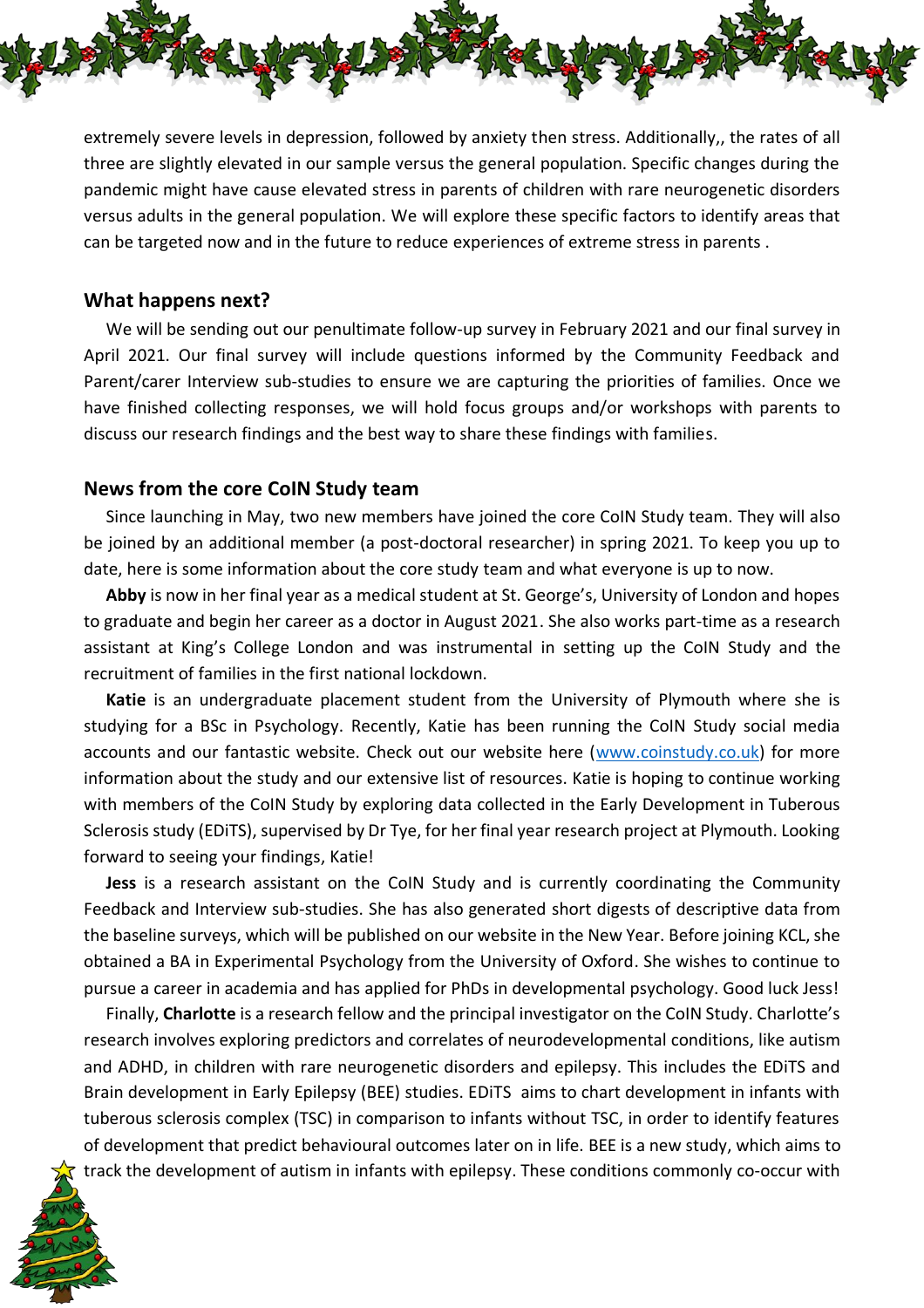extremely severe levels in depression, followed by anxiety then stress. Additionally,, the rates of all three are slightly elevated in our sample versus the general population. Specific changes during the pandemic might have cause elevated stress in parents of children with rare neurogenetic disorders versus adults in the general population. We will explore these specific factors to identify areas that can be targeted now and in the future to reduce experiences of extreme stress in parents .

## What happens next?

We will be sending out our penultimate follow-up survey in February 2021 and our final survey in April 2021. Our final survey will include questions informed by the Community Feedback and Parent/carer Interview sub-studies to ensure we are capturing the priorities of families. Once we have finished collecting responses, we will hold focus groups and/or workshops with parents to discuss our research findings and the best way to share these findings with families.

## News from the core CoIN Study team

Since launching in May, two new members have joined the core CoIN Study team. They will also be joined by an additional member (a post-doctoral researcher) in spring 2021. To keep you up to date, here is some information about the core study team and what everyone is up to now.

**Abby** is now in her final year as a medical student at St. George's, University of London and hopes to graduate and begin her career as a doctor in August 2021. She also works part-time as a research assistant at King's College London and was instrumental in setting up the CoIN Study and the recruitment of families in the first national lockdown.

**Katie** is an undergraduate placement student from the University of Plymouth where she is studying for a BSc in Psychology. Recently, Katie has been running the CoIN Study social media accounts and our fantastic website. Check out our website here ([www.coinstudy.co.uk](www.coinstudy.co.uk)) for more information about the study and our extensive list of resources. Katie is hoping to continue working with members of the CoIN Study by exploring data collected in the Early Development in Tuberous Sclerosis study (EDiTS), supervised by Dr Tye, for her final year research project at Plymouth. Looking forward to seeing your findings, Katie!

**Jess** is a research assistant on the CoIN Study and is currently coordinating the Community Feedback and Interview sub-studies. She has also generated short digests of descriptive data from the baseline surveys, which will be published on our website in the New Year. Before joining KCL, she obtained a BA in Experimental Psychology from the University of Oxford. She wishes to continue to pursue a career in academia and has applied for PhDs in developmental psychology. Good luck Jess!

Finally, **Charlotte** is a research fellow and the principal investigator on the CoIN Study. Charlotte's research involves exploring predictors and correlates of neurodevelopmental conditions, like autism and ADHD, in children with rare neurogenetic disorders and epilepsy. This includes the EDiTS and Brain development in Early Epilepsy (BEE) studies. EDiTS aims to chart development in infants with tuberous sclerosis complex (TSC) in comparison to infants without TSC, in order to identify features of development that predict behavioural outcomes later on in life. BEE is a new study, which aims to track the development of autism in infants with epilepsy. These conditions commonly co-occur with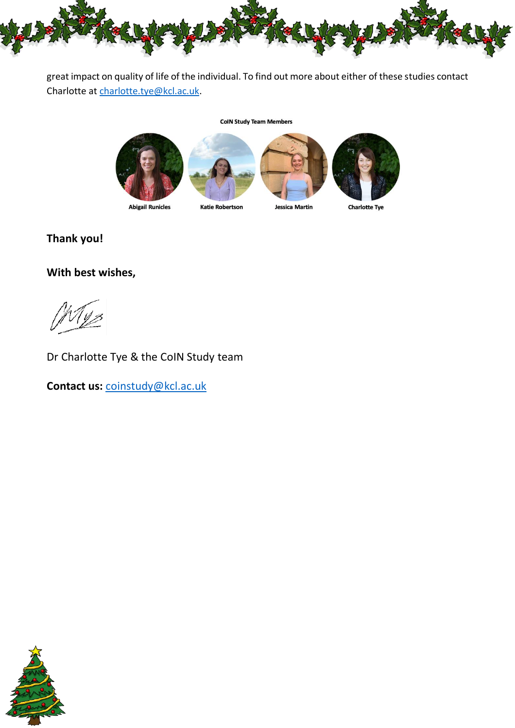great impact on quality of life of the individual. To find out more about either of these studies contact Charlotte at charlotte.tye@kcl.ac.uk.

CoIN Study Team Members

Abigail Runicles

Katie Robertson

Jessica Martin

Charlotte Tye

**Thank you!**

**With best wishes,**

Dr Charlotte Tye & the CoIN Study team

**Contact us:** coinstudy@kcl.ac.uk